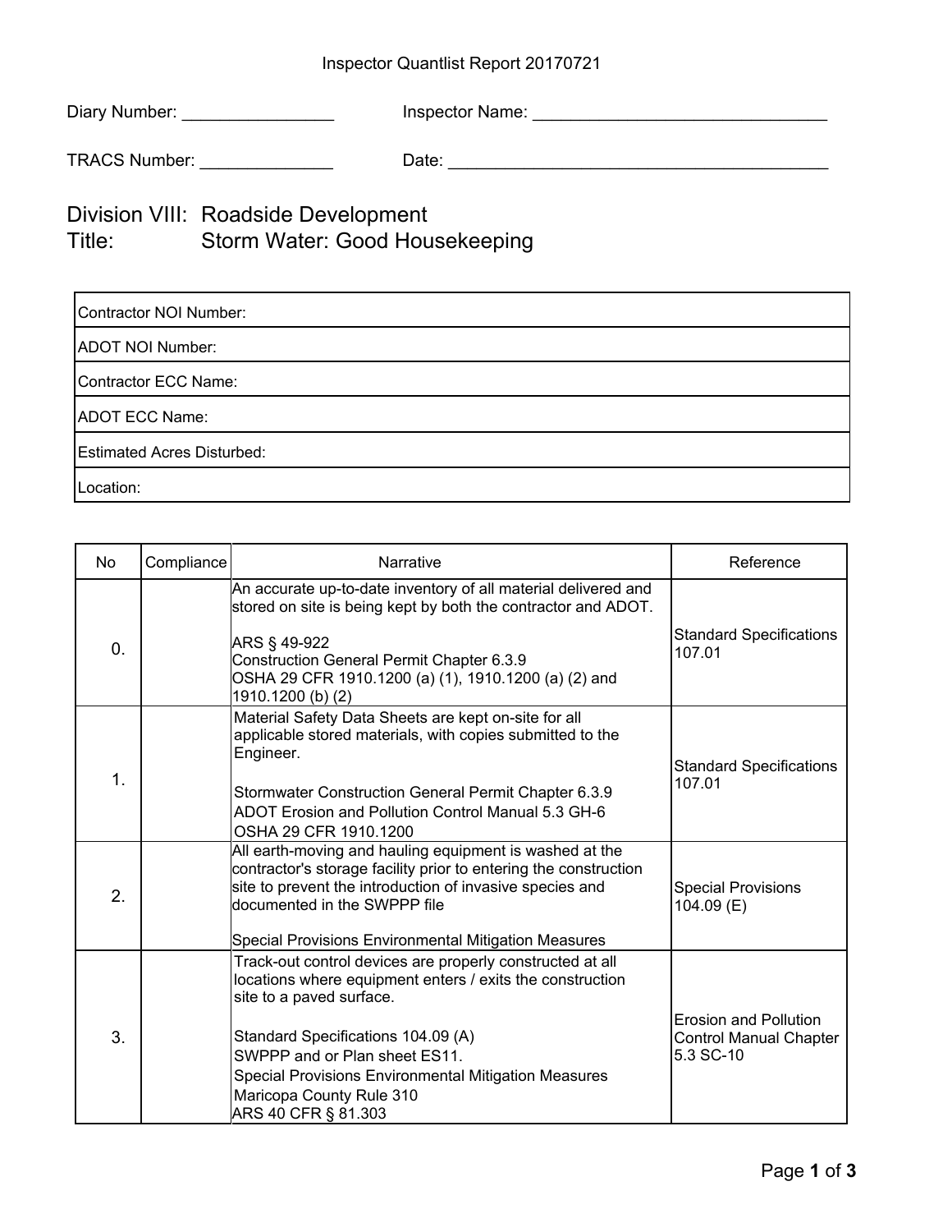Inspector Quantlist Report 20170721

Diary Number: ________________ Inspector Name: ________________________________

TRACS Number: ______________ Date: __________________________________________

# Division VIII: Roadside Development
# Title: Storm Water: Good Housekeeping

| |
|---|
| Contractor NOI Number: |
| ADOT NOI Number: |
| Contractor ECC Name: |
| ADOT ECC Name: |
| Estimated Acres Disturbed: |
| Location: |

| No | Compliance | Narrative | Reference |
|---|---|---|---|
| 0. | | An accurate up-to-date inventory of all material delivered and stored on site is being kept by both the contractor and ADOT.<br><br>ARS § 49-922<br>Construction General Permit Chapter 6.3.9<br>OSHA 29 CFR 1910.1200 (a) (1), 1910.1200 (a) (2) and 1910.1200 (b) (2) | Standard Specifications 107.01 |
| 1. | | Material Safety Data Sheets are kept on-site for all applicable stored materials, with copies submitted to the Engineer.<br><br>Stormwater Construction General Permit Chapter 6.3.9<br>ADOT Erosion and Pollution Control Manual 5.3 GH-6<br>OSHA 29 CFR 1910.1200 | Standard Specifications 107.01 |
| 2. | | All earth-moving and hauling equipment is washed at the contractor's storage facility prior to entering the construction site to prevent the introduction of invasive species and documented in the SWPPP file<br><br>Special Provisions Environmental Mitigation Measures | Special Provisions 104.09 (E) |
| 3. | | Track-out control devices are properly constructed at all locations where equipment enters / exits the construction site to a paved surface.<br><br>Standard Specifications 104.09 (A)<br>SWPPP and or Plan sheet ES11.<br>Special Provisions Environmental Mitigation Measures<br>Maricopa County Rule 310<br>ARS 40 CFR § 81.303 | Erosion and Pollution Control Manual Chapter 5.3 SC-10 |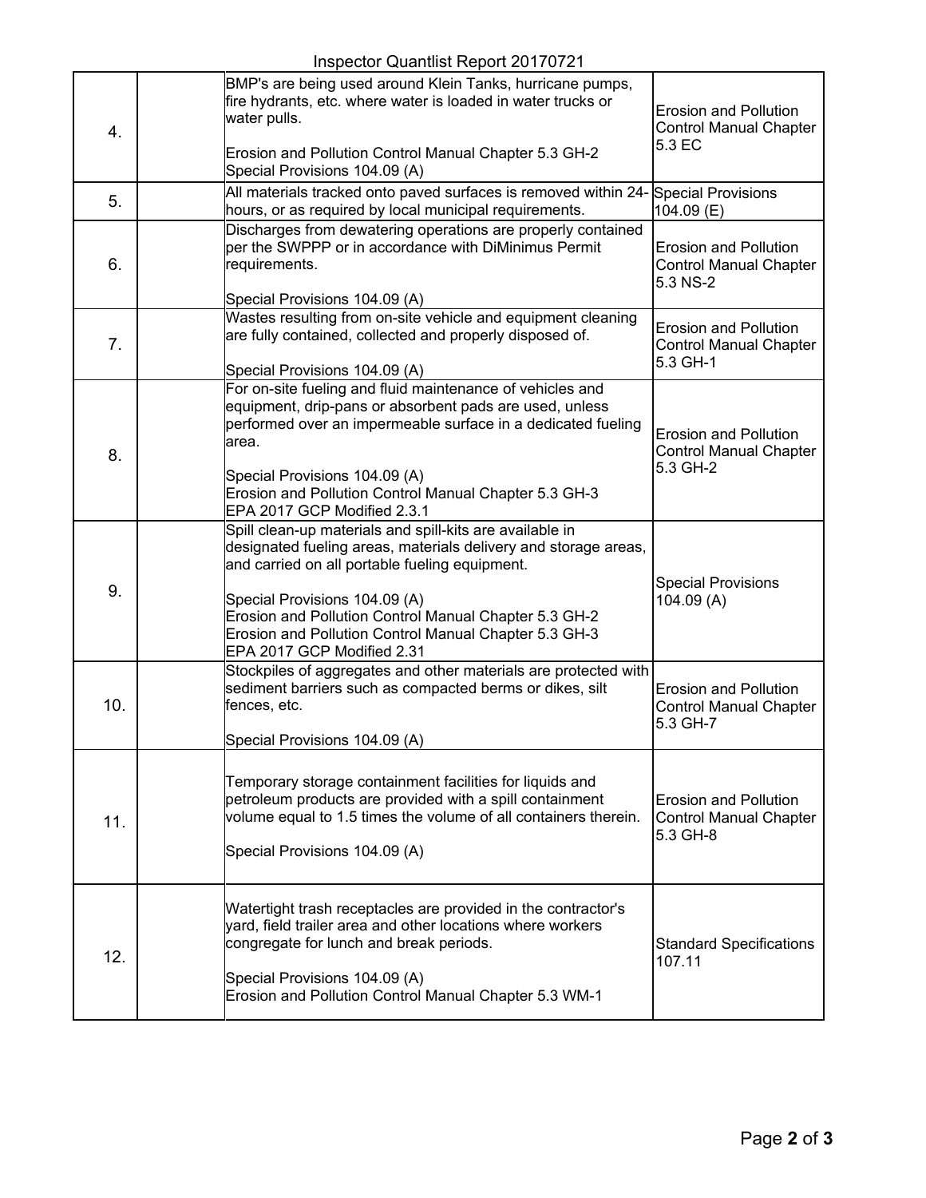| | | | |
|---|---|---|---|
| 4. | | BMP's are being used around Klein Tanks, hurricane pumps, fire hydrants, etc. where water is loaded in water trucks or water pulls.<br><br>Erosion and Pollution Control Manual Chapter 5.3 GH-2<br>Special Provisions 104.09 (A) | Erosion and Pollution Control Manual Chapter 5.3 EC |
| 5. | | All materials tracked onto paved surfaces is removed within 24-hours, or as required by local municipal requirements. | Special Provisions 104.09 (E) |
| 6. | | Discharges from dewatering operations are properly contained per the SWPPP or in accordance with DiMinimus Permit requirements.<br><br>Special Provisions 104.09 (A) | Erosion and Pollution Control Manual Chapter 5.3 NS-2 |
| 7. | | Wastes resulting from on-site vehicle and equipment cleaning are fully contained, collected and properly disposed of.<br><br>Special Provisions 104.09 (A) | Erosion and Pollution Control Manual Chapter 5.3 GH-1 |
| 8. | | For on-site fueling and fluid maintenance of vehicles and equipment, drip-pans or absorbent pads are used, unless performed over an impermeable surface in a dedicated fueling area.<br><br>Special Provisions 104.09 (A)<br>Erosion and Pollution Control Manual Chapter 5.3 GH-3<br>EPA 2017 GCP Modified 2.3.1 | Erosion and Pollution Control Manual Chapter 5.3 GH-2 |
| 9. | | Spill clean-up materials and spill-kits are available in designated fueling areas, materials delivery and storage areas, and carried on all portable fueling equipment.<br><br>Special Provisions 104.09 (A)<br>Erosion and Pollution Control Manual Chapter 5.3 GH-2<br>Erosion and Pollution Control Manual Chapter 5.3 GH-3<br>EPA 2017 GCP Modified 2.31 | Special Provisions 104.09 (A) |
| 10. | | Stockpiles of aggregates and other materials are protected with sediment barriers such as compacted berms or dikes, silt fences, etc.<br><br>Special Provisions 104.09 (A) | Erosion and Pollution Control Manual Chapter 5.3 GH-7 |
| 11. | | Temporary storage containment facilities for liquids and petroleum products are provided with a spill containment volume equal to 1.5 times the volume of all containers therein.<br><br>Special Provisions 104.09 (A) | Erosion and Pollution Control Manual Chapter 5.3 GH-8 |
| 12. | | Watertight trash receptacles are provided in the contractor's yard, field trailer area and other locations where workers congregate for lunch and break periods.<br><br>Special Provisions 104.09 (A)<br>Erosion and Pollution Control Manual Chapter 5.3 WM-1 | Standard Specifications 107.11 |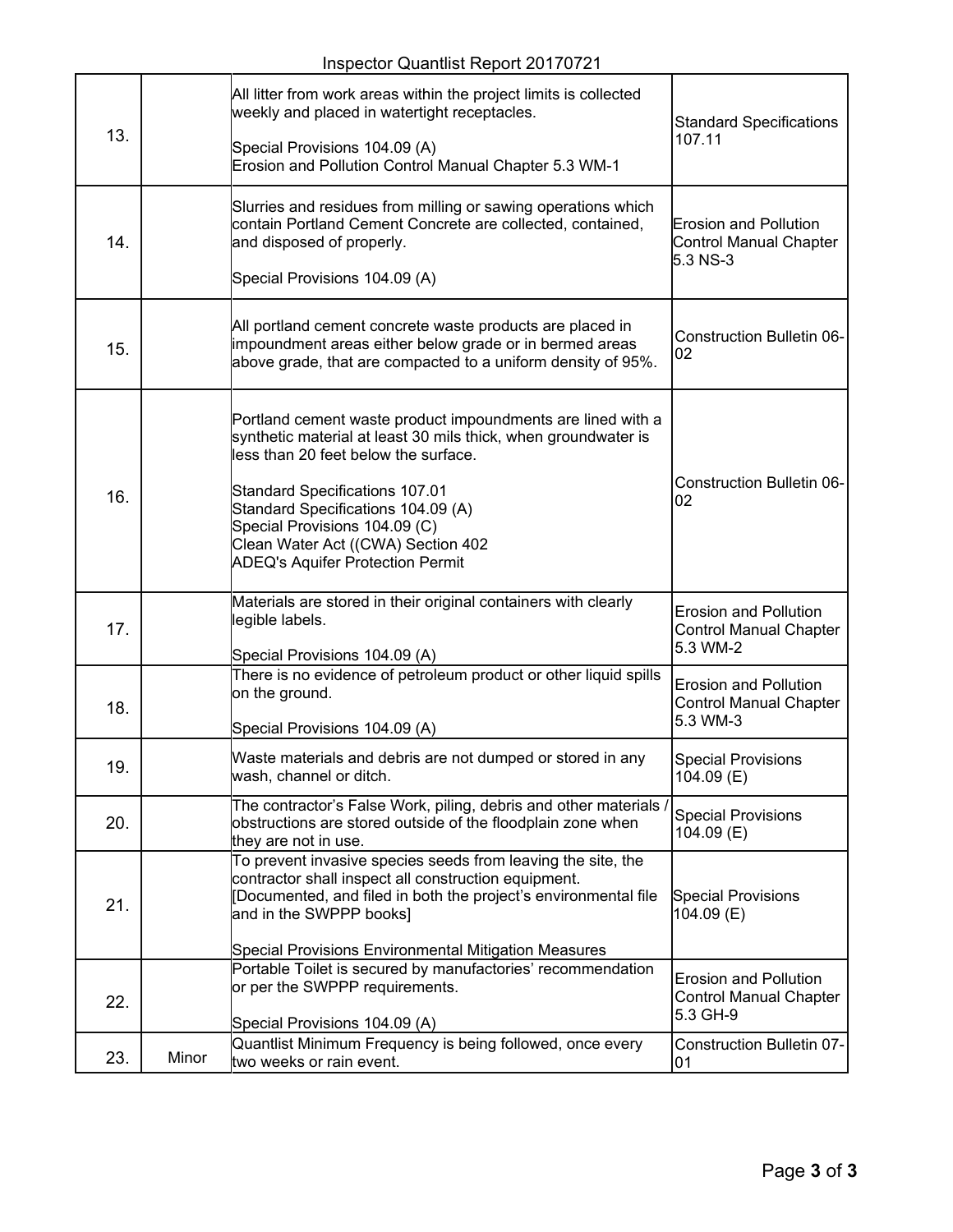| | | | |
|---|---|---|---|
| 13. | | All litter from work areas within the project limits is collected weekly and placed in watertight receptacles.<br><br>Special Provisions 104.09 (A)<br>Erosion and Pollution Control Manual Chapter 5.3 WM-1 | Standard Specifications 107.11 |
| 14. | | Slurries and residues from milling or sawing operations which contain Portland Cement Concrete are collected, contained, and disposed of properly.<br><br>Special Provisions 104.09 (A) | Erosion and Pollution Control Manual Chapter 5.3 NS-3 |
| 15. | | All portland cement concrete waste products are placed in impoundment areas either below grade or in bermed areas above grade, that are compacted to a uniform density of 95%. | Construction Bulletin 06-02 |
| 16. | | Portland cement waste product impoundments are lined with a synthetic material at least 30 mils thick, when groundwater is less than 20 feet below the surface.<br><br>Standard Specifications 107.01<br>Standard Specifications 104.09 (A)<br>Special Provisions 104.09 (C)<br>Clean Water Act ((CWA) Section 402<br>ADEQ's Aquifer Protection Permit | Construction Bulletin 06-02 |
| 17. | | Materials are stored in their original containers with clearly legible labels.<br><br>Special Provisions 104.09 (A) | Erosion and Pollution Control Manual Chapter 5.3 WM-2 |
| 18. | | There is no evidence of petroleum product or other liquid spills on the ground.<br><br>Special Provisions 104.09 (A) | Erosion and Pollution Control Manual Chapter 5.3 WM-3 |
| 19. | | Waste materials and debris are not dumped or stored in any wash, channel or ditch. | Special Provisions 104.09 (E) |
| 20. | | The contractor's False Work, piling, debris and other materials / obstructions are stored outside of the floodplain zone when they are not in use. | Special Provisions 104.09 (E) |
| 21. | | To prevent invasive species seeds from leaving the site, the contractor shall inspect all construction equipment. [Documented, and filed in both the project's environmental file and in the SWPPP books]<br><br>Special Provisions Environmental Mitigation Measures | Special Provisions 104.09 (E) |
| 22. | | Portable Toilet is secured by manufactories' recommendation or per the SWPPP requirements.<br><br>Special Provisions 104.09 (A) | Erosion and Pollution Control Manual Chapter 5.3 GH-9 |
| 23. | Minor | Quantlist Minimum Frequency is being followed, once every two weeks or rain event. | Construction Bulletin 07-01 |